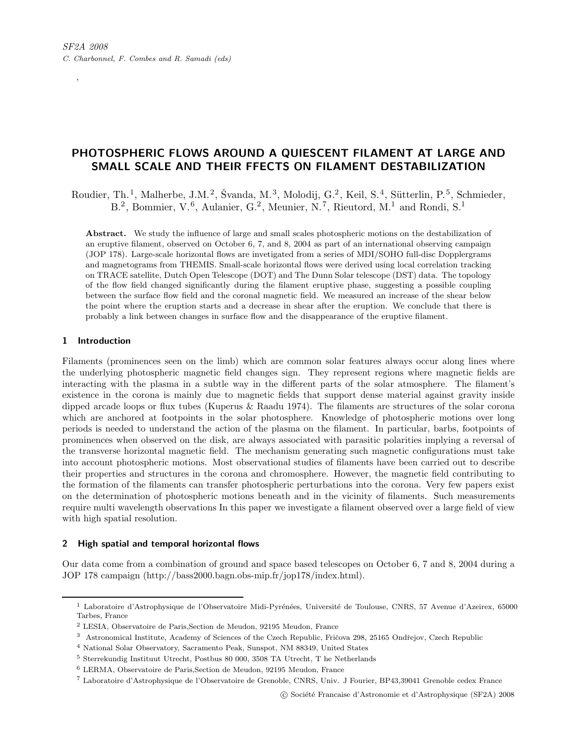# PHOTOSPHERIC FLOWS AROUND A QUIESCENT FILAMENT AT LARGE AND SMALL SCALE AND THEIR FFECTS ON FILAMENT DESTABILIZATION

Roudier, Th.[1], Malherbe, J.M.[2], Švanda, M.[3], Molodij, G.[2], Keil, S.[4], Sütterlin, P.[5], Schmieder, B.[2], Bommier, V.[6], Aulanier, G.[2], Meunier, N.[7], Rieutord, M.[1] and Rondi, S.[1]

**Abstract.** We study the influence of large and small scales photospheric motions on the destabilization of an eruptive filament, observed on October 6, 7, and 8, 2004 as part of an international observing campaign (JOP 178). Large-scale horizontal flows are invetigated from a series of MDI/SOHO full-disc Dopplergrams and magnetograms from THEMIS. Small-scale horizontal flows were derived using local correlation tracking on TRACE satellite, Dutch Open Telescope (DOT) and The Dunn Solar telescope (DST) data. The topology of the flow field changed significantly during the filament eruptive phase, suggesting a possible coupling between the surface flow field and the coronal magnetic field. We measured an increase of the shear below the point where the eruption starts and a decrease in shear after the eruption. We conclude that there is probably a link between changes in surface flow and the disappearance of the eruptive filament.

## 1 Introduction

Filaments (prominences seen on the limb) which are common solar features always occur along lines where the underlying photospheric magnetic field changes sign. They represent regions where magnetic fields are interacting with the plasma in a subtle way in the different parts of the solar atmosphere. The filament's existence in the corona is mainly due to magnetic fields that support dense material against gravity inside dipped arcade loops or flux tubes (Kuperus & Raadu 1974). The filaments are structures of the solar corona which are anchored at footpoints in the solar photosphere. Knowledge of photospheric motions over long periods is needed to understand the action of the plasma on the filament. In particular, barbs, footpoints of prominences when observed on the disk, are always associated with parasitic polarities implying a reversal of the transverse horizontal magnetic field. The mechanism generating such magnetic configurations must take into account photospheric motions. Most observational studies of filaments have been carried out to describe their properties and structures in the corona and chromosphere. However, the magnetic field contributing to the formation of the filaments can transfer photospheric perturbations into the corona. Very few papers exist on the determination of photospheric motions beneath and in the vicinity of filaments. Such measurements require multi wavelength observations In this paper we investigate a filament observed over a large field of view with high spatial resolution.

## 2 High spatial and temporal horizontal flows

Our data come from a combination of ground and space based telescopes on October 6, 7 and 8, 2004 during a JOP 178 campaign (http://bass2000.bagn.obs-mip.fr/jop178/index.html).

[1] Laboratoire d'Astrophysique de l'Observatoire Midi-Pyrénées, Université de Toulouse, CNRS, 57 Avenue d'Azeirex, 65000 Tarbes, France

[2] LESIA, Observatoire de Paris,Section de Meudon, 92195 Meudon, France

[3] Astronomical Institute, Academy of Sciences of the Czech Republic, Fričova 298, 25165 Ondřejov, Czech Republic

[4] National Solar Observatory, Sacramento Peak, Sunspot, NM 88349, United States

[5] Sterrekundig Instituut Utrecht, Postbus 80 000, 3508 TA Utrecht, T he Netherlands

[6] LERMA, Observatoire de Paris,Section de Meudon, 92195 Meudon, France

[7] Laboratoire d'Astrophysique de l'Observatoire de Grenoble, CNRS, Univ. J Fourier, BP43,39041 Grenoble cedex France

© Société Francaise d'Astronomie et d'Astrophysique (SF2A) 2008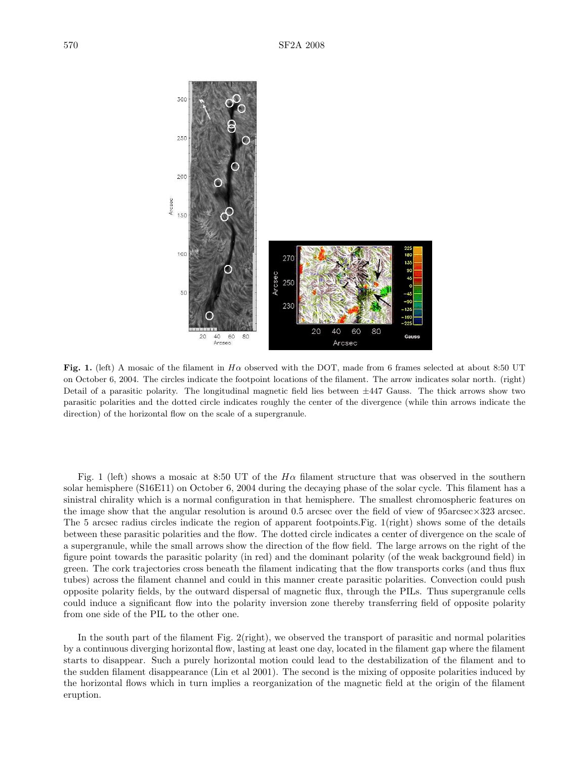**Fig. 1.** (left) A mosaic of the filament in $H\alpha$ observed with the DOT, made from 6 frames selected at about 8:50 UT on October 6, 2004. The circles indicate the footpoint locations of the filament. The arrow indicates solar north. (right) Detail of a parasitic polarity. The longitudinal magnetic field lies between $\pm 447$ Gauss. The thick arrows show two parasitic polarities and the dotted circle indicates roughly the center of the divergence (while thin arrows indicate the direction) of the horizontal flow on the scale of a supergranule.

Fig. 1 (left) shows a mosaic at 8:50 UT of the $H\alpha$ filament structure that was observed in the southern solar hemisphere (S16E11) on October 6, 2004 during the decaying phase of the solar cycle. This filament has a sinistral chirality which is a normal configuration in that hemisphere. The smallest chromospheric features on the image show that the angular resolution is around 0.5 arcsec over the field of view of 95arcsec$\times$323 arcsec. The 5 arcsec radius circles indicate the region of apparent footpoints.Fig. 1(right) shows some of the details between these parasitic polarities and the flow. The dotted circle indicates a center of divergence on the scale of a supergranule, while the small arrows show the direction of the flow field. The large arrows on the right of the figure point towards the parasitic polarity (in red) and the dominant polarity (of the weak background field) in green. The cork trajectories cross beneath the filament indicating that the flow transports corks (and thus flux tubes) across the filament channel and could in this manner create parasitic polarities. Convection could push opposite polarity fields, by the outward dispersal of magnetic flux, through the PILs. Thus supergranule cells could induce a significant flow into the polarity inversion zone thereby transferring field of opposite polarity from one side of the PIL to the other one.

In the south part of the filament Fig. 2(right), we observed the transport of parasitic and normal polarities by a continuous diverging horizontal flow, lasting at least one day, located in the filament gap where the filament starts to disappear. Such a purely horizontal motion could lead to the destabilization of the filament and to the sudden filament disappearance (Lin et al 2001). The second is the mixing of opposite polarities induced by the horizontal flows which in turn implies a reorganization of the magnetic field at the origin of the filament eruption.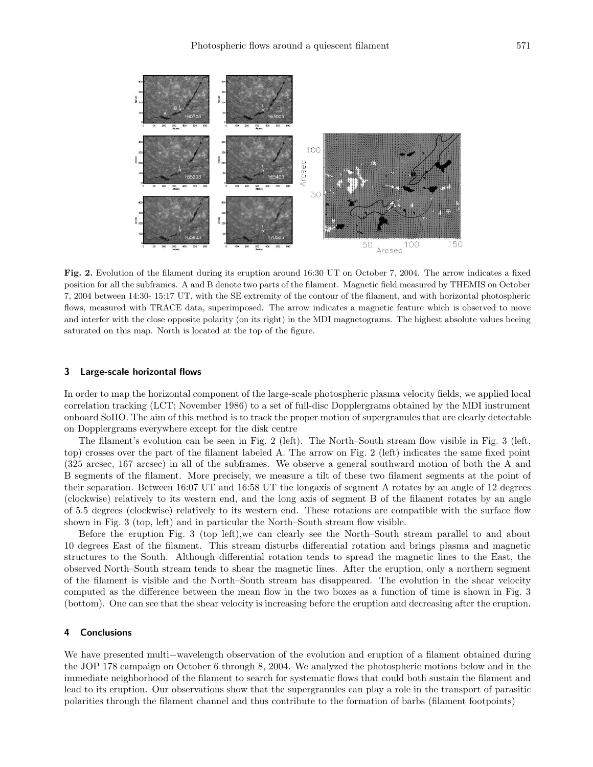**Fig. 2.** Evolution of the filament during its eruption around 16:30 UT on October 7, 2004. The arrow indicates a fixed position for all the subframes. A and B denote two parts of the filament. Magnetic field measured by THEMIS on October 7, 2004 between 14:30- 15:17 UT, with the SE extremity of the contour of the filament, and with horizontal photospheric flows, measured with TRACE data, superimposed. The arrow indicates a magnetic feature which is observed to move and interfer with the close opposite polarity (on its right) in the MDI magnetograms. The highest absolute values beeing saturated on this map. North is located at the top of the figure.

## 3 Large-scale horizontal flows

In order to map the horizontal component of the large-scale photospheric plasma velocity fields, we applied local correlation tracking (LCT; November 1986) to a set of full-disc Dopplergrams obtained by the MDI instrument onboard SoHO. The aim of this method is to track the proper motion of supergranules that are clearly detectable on Dopplergrams everywhere except for the disk centre

The filament's evolution can be seen in Fig. 2 (left). The North–South stream flow visible in Fig. 3 (left, top) crosses over the part of the filament labeled A. The arrow on Fig. 2 (left) indicates the same fixed point (325 arcsec, 167 arcsec) in all of the subframes. We observe a general southward motion of both the A and B segments of the filament. More precisely, we measure a tilt of these two filament segments at the point of their separation. Between 16:07 UT and 16:58 UT the longaxis of segment A rotates by an angle of 12 degrees (clockwise) relatively to its western end, and the long axis of segment B of the filament rotates by an angle of 5.5 degrees (clockwise) relatively to its western end. These rotations are compatible with the surface flow shown in Fig. 3 (top, left) and in particular the North–South stream flow visible.

Before the eruption Fig. 3 (top left),we can clearly see the North–South stream parallel to and about 10 degrees East of the filament. This stream disturbs differential rotation and brings plasma and magnetic structures to the South. Although differential rotation tends to spread the magnetic lines to the East, the observed North–South stream tends to shear the magnetic lines. After the eruption, only a northern segment of the filament is visible and the North–South stream has disappeared. The evolution in the shear velocity computed as the difference between the mean flow in the two boxes as a function of time is shown in Fig. 3 (bottom). One can see that the shear velocity is increasing before the eruption and decreasing after the eruption.

## 4 Conclusions

We have presented multi−wavelength observation of the evolution and eruption of a filament obtained during the JOP 178 campaign on October 6 through 8, 2004. We analyzed the photospheric motions below and in the immediate neighborhood of the filament to search for systematic flows that could both sustain the filament and lead to its eruption. Our observations show that the supergranules can play a role in the transport of parasitic polarities through the filament channel and thus contribute to the formation of barbs (filament footpoints)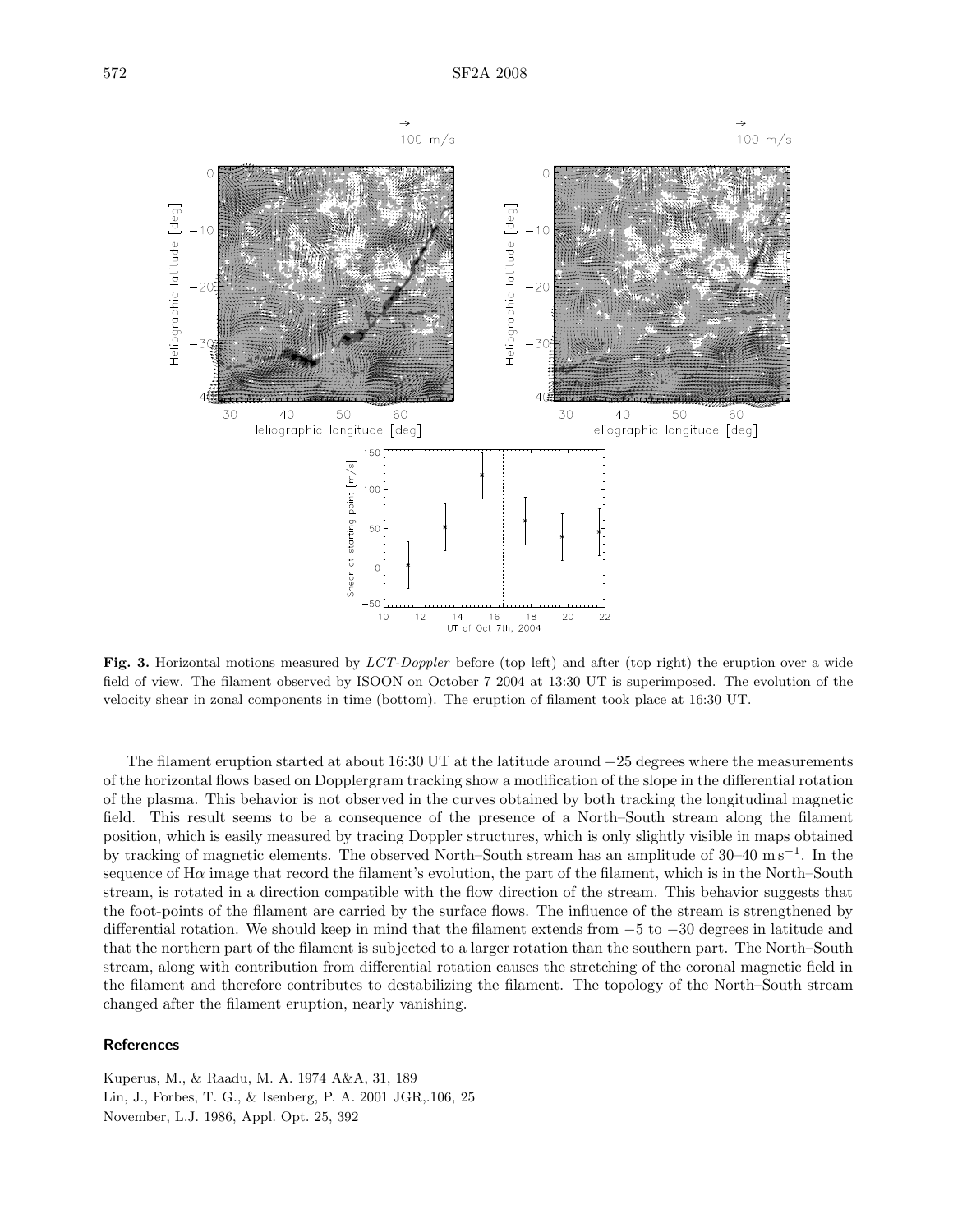100 m/s

100 m/s

Heliographic latitude [deg]

0
−10
−20
−30
−40

30 40 50 60
Heliographic longitude [deg]

Heliographic latitude [deg]

0
−10
−20
−30
−40

30 40 50 60
Heliographic longitude [deg]

Shear at starting point [m/s]

150
100
50
0
−50

10 12 14 16 18 20 22
UT of Oct 7th, 2004

**Fig. 3.** Horizontal motions measured by *LCT-Doppler* before (top left) and after (top right) the eruption over a wide field of view. The filament observed by ISOON on October 7 2004 at 13:30 UT is superimposed. The evolution of the velocity shear in zonal components in time (bottom). The eruption of filament took place at 16:30 UT.

The filament eruption started at about 16:30 UT at the latitude around −25 degrees where the measurements of the horizontal flows based on Dopplergram tracking show a modification of the slope in the differential rotation of the plasma. This behavior is not observed in the curves obtained by both tracking the longitudinal magnetic field. This result seems to be a consequence of the presence of a North–South stream along the filament position, which is easily measured by tracing Doppler structures, which is only slightly visible in maps obtained by tracking of magnetic elements. The observed North–South stream has an amplitude of 30–40 $\mathrm{m\,s^{-1}}$. In the sequence of H$\alpha$ image that record the filament's evolution, the part of the filament, which is in the North–South stream, is rotated in a direction compatible with the flow direction of the stream. This behavior suggests that the foot-points of the filament are carried by the surface flows. The influence of the stream is strengthened by differential rotation. We should keep in mind that the filament extends from −5 to −30 degrees in latitude and that the northern part of the filament is subjected to a larger rotation than the southern part. The North–South stream, along with contribution from differential rotation causes the stretching of the coronal magnetic field in the filament and therefore contributes to destabilizing the filament. The topology of the North–South stream changed after the filament eruption, nearly vanishing.

## References

Kuperus, M., & Raadu, M. A. 1974 A&A, 31, 189

Lin, J., Forbes, T. G., & Isenberg, P. A. 2001 JGR,.106, 25

November, L.J. 1986, Appl. Opt. 25, 392